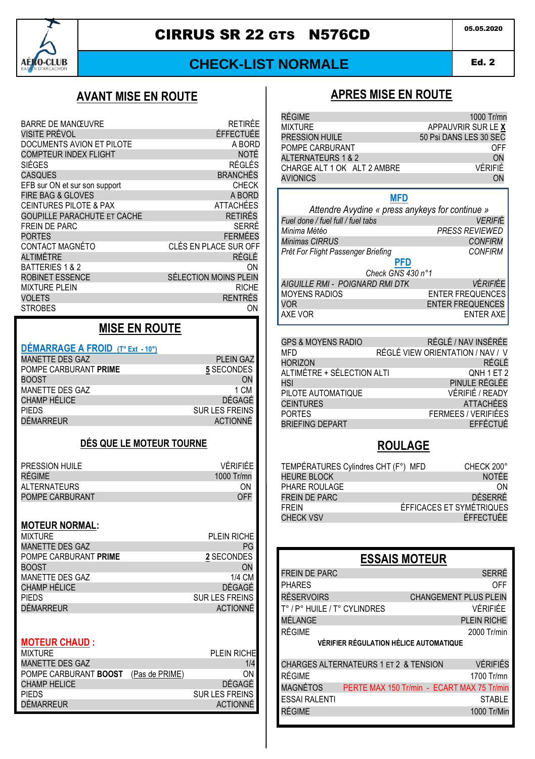# CIRRUS SR 22 GTS N576CD

05.05.2020

## CHECK-LIST NORMALE

Ed. 2

## AVANT MISE EN ROUTE

| | |
|---|---|
| BARRE DE MANŒUVRE | RETIRÉE |
| VISITE PRÉVOL | ÉFFECTUÉE |
| DOCUMENTS AVION ET PILOTE | A BORD |
| COMPTEUR INDEX FLIGHT | NOTÉ |
| SIÉGES | RÉGLÉS |
| CASQUES | BRANCHÉS |
| EFB sur ON et sur son support | CHECK |
| FIRE BAG & GLOVES | A BORD |
| CEINTURES PILOTE & PAX | ATTACHÉES |
| GOUPILLE PARACHUTE ET CACHE | RETIRÉS |
| FREIN DE PARC | SERRÉ |
| PORTES | FERMÉES |
| CONTACT MAGNÉTO | CLÉS EN PLACE SUR OFF |
| ALTIMÉTRE | RÉGLÉ |
| BATTERIES 1 & 2 | ON |
| ROBINET ESSENCE | SÉLECTION MOINS PLEIN |
| MIXTURE PLEIN | RICHE |
| VOLETS | RENTRÉS |
| STROBES | ON |

## MISE EN ROUTE

### DÉMARRAGE A FROID (T° Ext - 10°)

| | |
|---|---|
| MANETTE DES GAZ | PLEIN GAZ |
| POMPE CARBURANT **PRIME** | **5** SECONDES |
| BOOST | ON |
| MANETTE DES GAZ | 1 CM |
| CHAMP HÉLICE | DÉGAGÉ |
| PIEDS | SUR LES FREINS |
| DÉMARREUR | ACTIONNÉ |

### DÉS QUE LE MOTEUR TOURNE

| | |
|---|---|
| PRESSION HUILE | VÉRIFIÉE |
| RÉGIME | 1000 Tr/mn |
| ALTERNATEURS | ON |
| POMPE CARBURANT | OFF |

### MOTEUR NORMAL:

| | |
|---|---|
| MIXTURE | PLEIN RICHE |
| MANETTE DES GAZ | PG |
| POMPE CARBURANT **PRIME** | **2** SECONDES |
| BOOST | ON |
| MANETTE DES GAZ | 1/4 CM |
| CHAMP HÉLICE | DÉGAGÉ |
| PIEDS | SUR LES FREINS |
| DÉMARREUR | ACTIONNÉ |

### MOTEUR CHAUD :

| | |
|---|---|
| MIXTURE | PLEIN RICHE |
| MANETTE DES GAZ | 1/4 |
| POMPE CARBURANT **BOOST** (Pas de PRIME) | ON |
| CHAMP HELICE | DÉGAGÉ |
| PIEDS | SUR LES FREINS |
| DÉMARREUR | ACTIONNÉ |

## APRES MISE EN ROUTE

| | |
|---|---|
| RÉGIME | 1000 Tr/mn |
| MIXTURE | APPAUVRIR SUR LE **X** |
| PRESSION HUILE | 50 Psi DANS LES 30 SEC |
| POMPE CARBURANT | OFF |
| ALTERNATEURS 1 & 2 | ON |
| CHARGE ALT 1 OK ALT 2 AMBRE | VÉRIFIÉ |
| AVIONICS | ON |

### MFD

*Attendre Avydine « press anykeys for continue »*

| | |
|---|---|
| *Fuel done / fuel full / fuel tabs* | *VERIFIÉ* |
| *Minima Météo* | *PRESS REVIEWED* |
| *Minimas CIRRUS* | *CONFIRM* |
| *Prêt For Flight Passenger Briefing* | *CONFIRM* |

### PFD

*Check GNS 430 n°1*

| | |
|---|---|
| *AIGUILLE RMI - POIGNARD RMI DTK* | *VÉRIFIÉE* |
| MOYENS RADIOS | ENTER FREQUENCES |
| VOR | ENTER FREQUENCES |
| AXE VOR | ENTER AXE |

| | |
|---|---|
| GPS & MOYENS RADIO | RÉGLÉ / NAV INSÉRÉE |
| MFD | RÉGLÉ VIEW ORIENTATION / NAV / V |
| HORIZON | RÉGLÉ |
| ALTIMÉTRE + SÉLECTION ALTI | QNH 1 ET 2 |
| HSI | PINULE RÉGLÉE |
| PILOTE AUTOMATIQUE | VÉRIFIÉ / READY |
| CEINTURES | ATTACHÉES |
| PORTES | FERMEES / VERIFIÉES |
| BRIEFING DEPART | EFFÉCTUÉ |

## ROULAGE

| | |
|---|---|
| TEMPÉRATURES Cylindres CHT (F°) MFD | CHECK 200° |
| HEURE BLOCK | NOTÉE |
| PHARE ROULAGE | ON |
| FREIN DE PARC | DÉSERRÉ |
| FREIN | ÉFFICACES ET SYMÉTRIQUES |
| CHECK VSV | ÉFFECTUÉE |

## ESSAIS MOTEUR

| | |
|---|---|
| FREIN DE PARC | SERRÉ |
| PHARES | OFF |
| RÉSERVOIRS | CHANGEMENT PLUS PLEIN |
| T° / P° HUILE / T° CYLINDRES | VÉRIFIÉE |
| MÉLANGE | PLEIN RICHE |
| RÉGIME | 2000 Tr/min |

**VÉRIFIER RÉGULATION HÉLICE AUTOMATIQUE**

| | |
|---|---|
| CHARGES ALTERNATEURS 1 ET 2 & TENSION | VÉRIFIÉS |
| RÉGIME | 1700 Tr/mn |
| MAGNÉTOS | PERTE MAX 150 Tr/min - ECART MAX 75 Tr/min |
| ESSAI RALENTI | STABLE |
| RÉGIME | 1000 Tr/Min |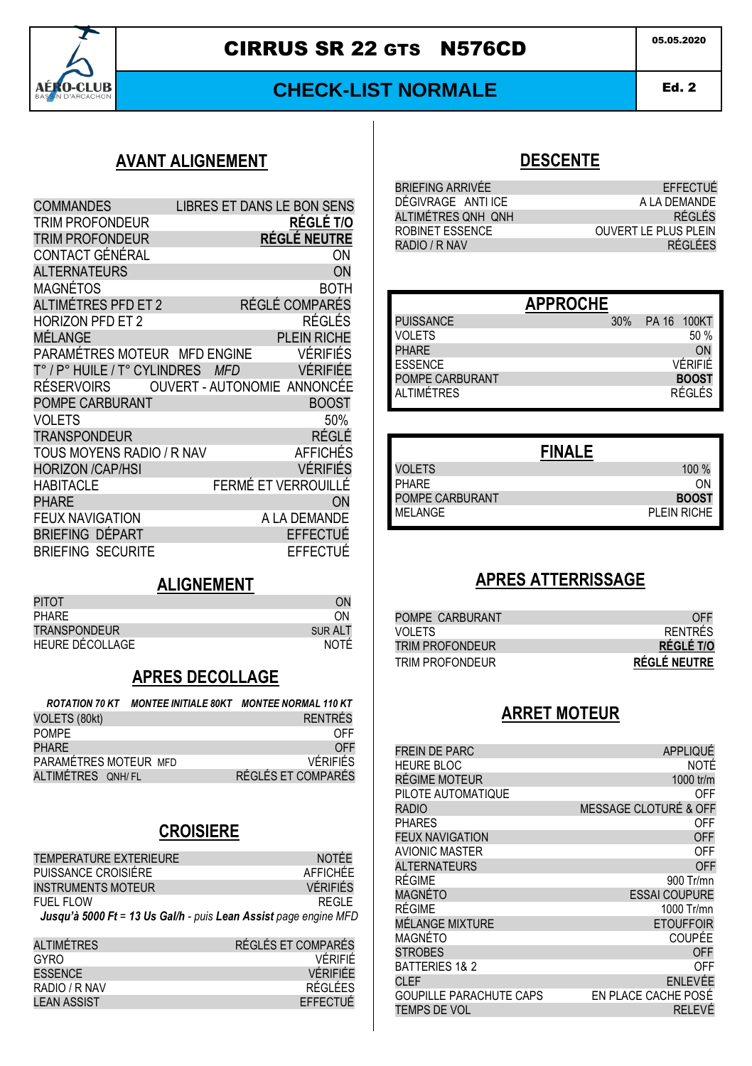# CIRRUS SR 22 GTS N576CD

05.05.2020

## CHECK-LIST NORMALE

Ed. 2

## AVANT ALIGNEMENT

| | |
|---|---|
| COMMANDES | LIBRES ET DANS LE BON SENS |
| TRIM PROFONDEUR | **RÉGLÉ T/O** |
| TRIM PROFONDEUR | **RÉGLÉ NEUTRE** |
| CONTACT GÉNÉRAL | ON |
| ALTERNATEURS | ON |
| MAGNÉTOS | BOTH |
| ALTIMÉTRES PFD ET 2 | RÉGLÉ COMPARÉS |
| HORIZON PFD ET 2 | RÉGLÉS |
| MÉLANGE | PLEIN RICHE |
| PARAMÉTRES MOTEUR MFD ENGINE | VÉRIFIÉS |
| T° / P° HUILE / T° CYLINDRES *MFD* | VÉRIFIÉE |
| RÉSERVOIRS | OUVERT - AUTONOMIE ANNONCÉE |
| POMPE CARBURANT | BOOST |
| VOLETS | 50% |
| TRANSPONDEUR | RÉGLÉ |
| TOUS MOYENS RADIO / R NAV | AFFICHÉS |
| HORIZON /CAP/HSI | VÉRIFIÉS |
| HABITACLE | FERMÉ ET VERROUILLÉ |
| PHARE | ON |
| FEUX NAVIGATION | A LA DEMANDE |
| BRIEFING DÉPART | EFFECTUÉ |
| BRIEFING SECURITE | EFFECTUÉ |

## ALIGNEMENT

| | |
|---|---|
| PITOT | ON |
| PHARE | ON |
| TRANSPONDEUR | SUR ALT |
| HEURE DÉCOLLAGE | NOTÉ |

## APRES DECOLLAGE

***ROTATION 70 KT MONTEE INITIALE 80KT MONTEE NORMAL 110 KT***

| | |
|---|---|
| VOLETS (80kt) | RENTRÉS |
| POMPE | OFF |
| PHARE | OFF |
| PARAMÉTRES MOTEUR MFD | VÉRIFIÉS |
| ALTIMÉTRES QNH/ FL | RÉGLÉS ET COMPARÉS |

## CROISIERE

| | |
|---|---|
| TEMPERATURE EXTERIEURE | NOTÉE |
| PUISSANCE CROISIÉRE | AFFICHÉE |
| INSTRUMENTS MOTEUR | VÉRIFIÉS |
| FUEL FLOW | REGLE |

***Jusqu'à 5000 Ft = 13 Us Gal/h** - puis **Lean Assist** page engine MFD*

| | |
|---|---|
| ALTIMÉTRES | RÉGLÉS ET COMPARÉS |
| GYRO | VÉRIFIÉ |
| ESSENCE | VÉRIFIÉE |
| RADIO / R NAV | RÉGLÉES |
| LEAN ASSIST | EFFECTUÉ |

## DESCENTE

| | |
|---|---|
| BRIEFING ARRIVÉE | EFFECTUÉ |
| DÉGIVRAGE ANTI ICE | A LA DEMANDE |
| ALTIMÉTRES QNH QNH | RÉGLÉS |
| ROBINET ESSENCE | OUVERT LE PLUS PLEIN |
| RADIO / R NAV | RÉGLÉES |

## APPROCHE

| | |
|---|---|
| PUISSANCE | 30% PA 16 100KT |
| VOLETS | 50 % |
| PHARE | ON |
| ESSENCE | VÉRIFIÉ |
| POMPE CARBURANT | **BOOST** |
| ALTIMÉTRES | RÉGLÉS |

## FINALE

| | |
|---|---|
| VOLETS | 100 % |
| PHARE | ON |
| POMPE CARBURANT | **BOOST** |
| MELANGE | PLEIN RICHE |

## APRES ATTERRISSAGE

| | |
|---|---|
| POMPE CARBURANT | OFF |
| VOLETS | RENTRÉS |
| TRIM PROFONDEUR | **RÉGLÉ T/O** |
| TRIM PROFONDEUR | **RÉGLÉ NEUTRE** |

## ARRET MOTEUR

| | |
|---|---|
| FREIN DE PARC | APPLIQUÉ |
| HEURE BLOC | NOTÉ |
| RÉGIME MOTEUR | 1000 tr/m |
| PILOTE AUTOMATIQUE | OFF |
| RADIO | MESSAGE CLOTURÉ & OFF |
| PHARES | OFF |
| FEUX NAVIGATION | OFF |
| AVIONIC MASTER | OFF |
| ALTERNATEURS | OFF |
| RÉGIME | 900 Tr/mn |
| MAGNÉTO | ESSAI COUPURE |
| RÉGIME | 1000 Tr/mn |
| MÉLANGE MIXTURE | ETOUFFOIR |
| MAGNÉTO | COUPÉE |
| STROBES | OFF |
| BATTERIES 1& 2 | OFF |
| CLEF | ENLEVÉE |
| GOUPILLE PARACHUTE CAPS | EN PLACE CACHE POSÉ |
| TEMPS DE VOL | RELEVÉ |